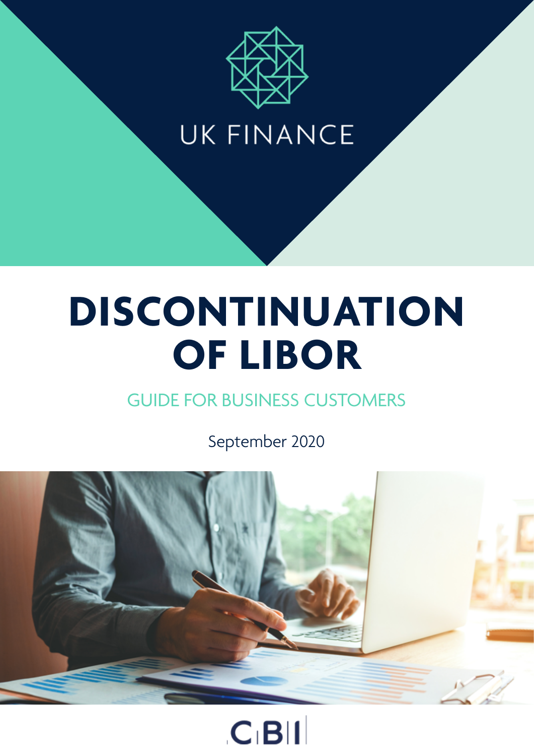UK FINANCE

# DISCONTINUATION OF LIBOR

## GUIDE FOR BUSINESS CUSTOMERS

September 2020

CBI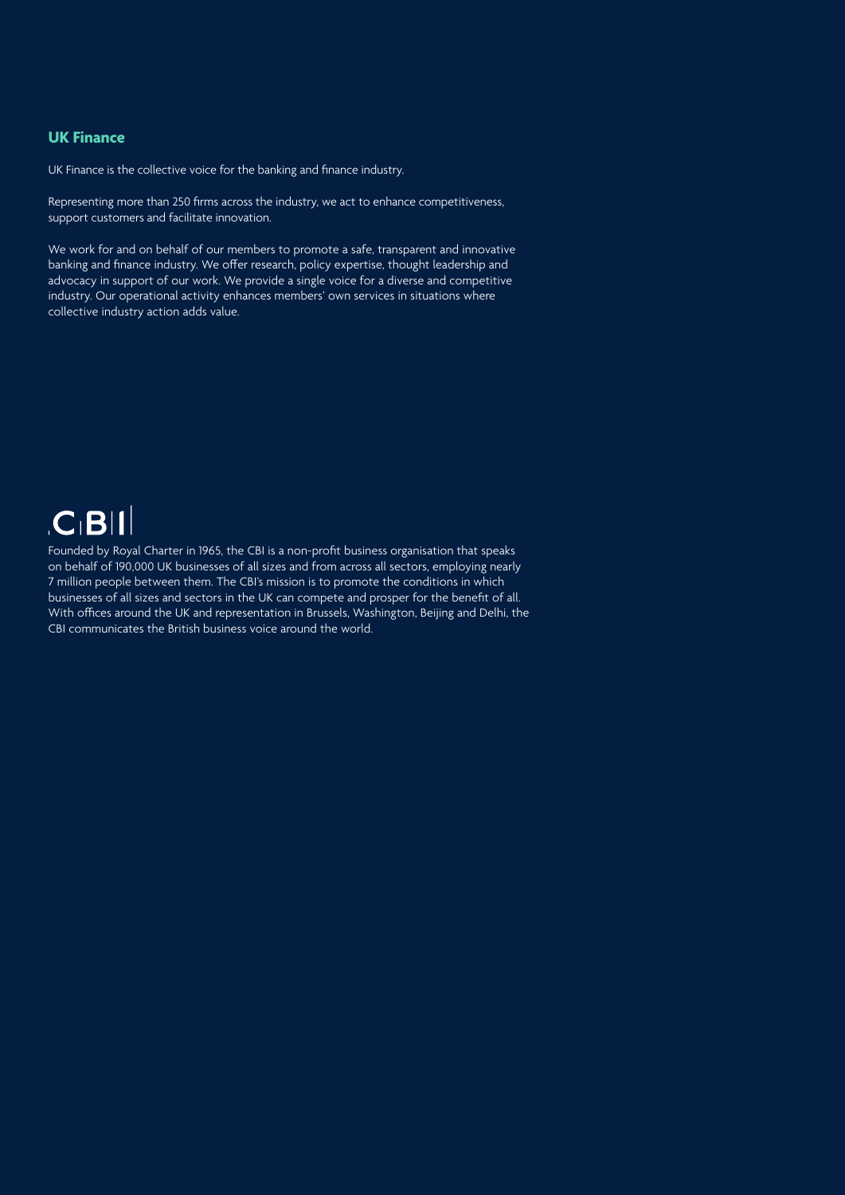## UK Finance

UK Finance is the collective voice for the banking and finance industry.

Representing more than 250 firms across the industry, we act to enhance competitiveness, support customers and facilitate innovation.

We work for and on behalf of our members to promote a safe, transparent and innovative banking and finance industry. We offer research, policy expertise, thought leadership and advocacy in support of our work. We provide a single voice for a diverse and competitive industry. Our operational activity enhances members' own services in situations where collective industry action adds value.

## CBI

Founded by Royal Charter in 1965, the CBI is a non-profit business organisation that speaks on behalf of 190,000 UK businesses of all sizes and from across all sectors, employing nearly 7 million people between them. The CBI's mission is to promote the conditions in which businesses of all sizes and sectors in the UK can compete and prosper for the benefit of all. With offices around the UK and representation in Brussels, Washington, Beijing and Delhi, the CBI communicates the British business voice around the world.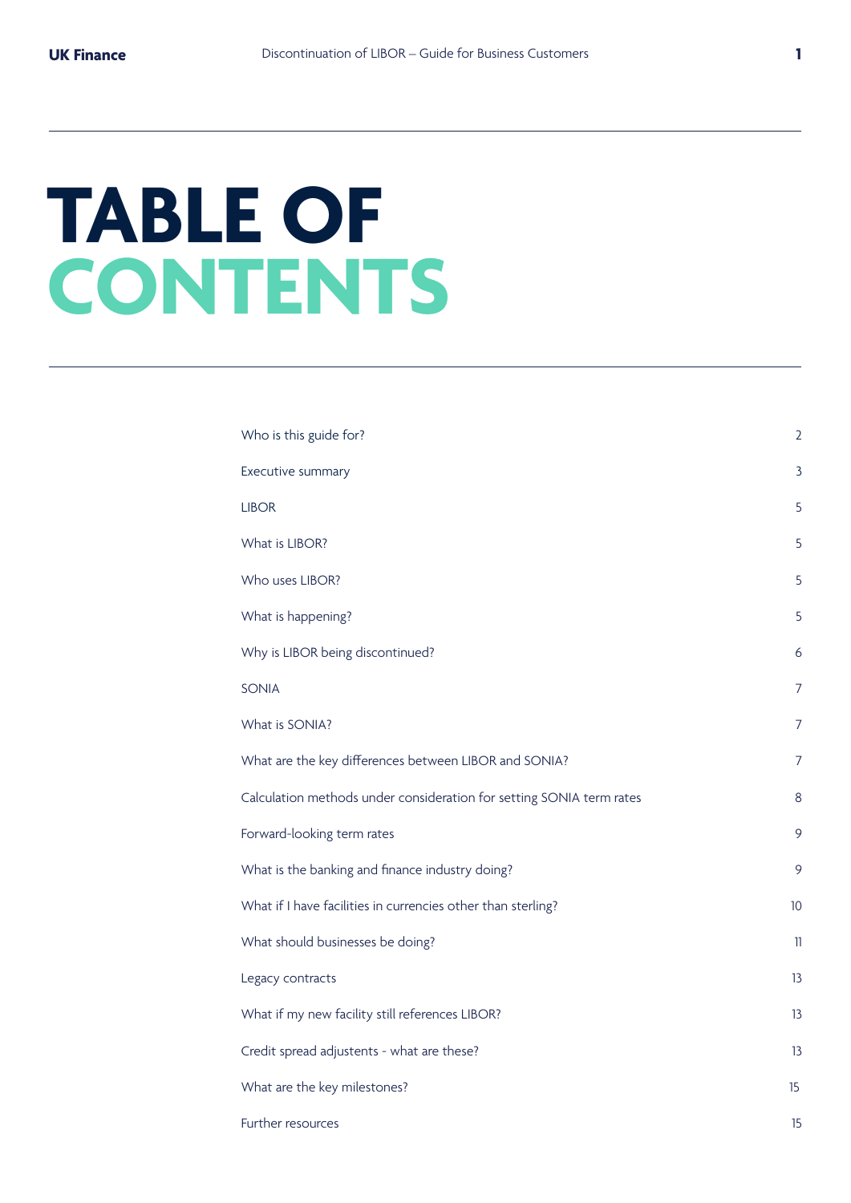# TABLE OF CONTENTS

| | |
|---|---|
| Who is this guide for? | 2 |
| Executive summary | 3 |
| LIBOR | 5 |
| What is LIBOR? | 5 |
| Who uses LIBOR? | 5 |
| What is happening? | 5 |
| Why is LIBOR being discontinued? | 6 |
| SONIA | 7 |
| What is SONIA? | 7 |
| What are the key differences between LIBOR and SONIA? | 7 |
| Calculation methods under consideration for setting SONIA term rates | 8 |
| Forward-looking term rates | 9 |
| What is the banking and finance industry doing? | 9 |
| What if I have facilities in currencies other than sterling? | 10 |
| What should businesses be doing? | 11 |
| Legacy contracts | 13 |
| What if my new facility still references LIBOR? | 13 |
| Credit spread adjustents - what are these? | 13 |
| What are the key milestones? | 15 |
| Further resources | 15 |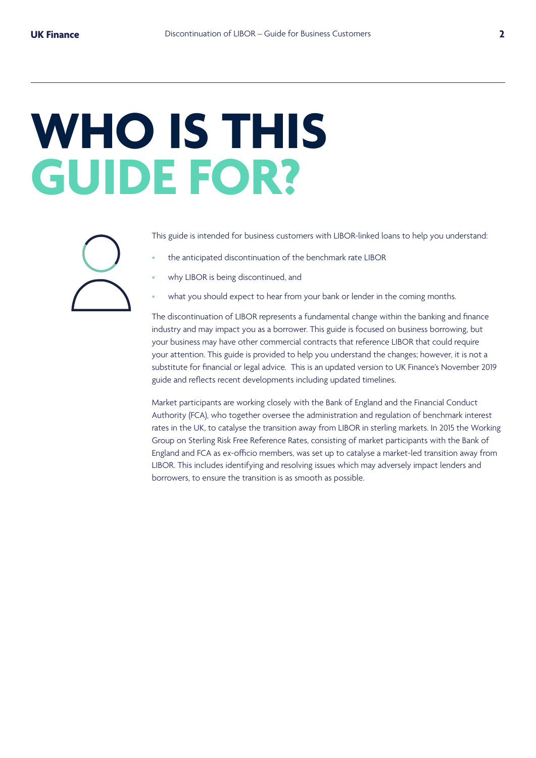# WHO IS THIS GUIDE FOR?

This guide is intended for business customers with LIBOR-linked loans to help you understand:

- the anticipated discontinuation of the benchmark rate LIBOR
- why LIBOR is being discontinued, and
- what you should expect to hear from your bank or lender in the coming months.

The discontinuation of LIBOR represents a fundamental change within the banking and finance industry and may impact you as a borrower. This guide is focused on business borrowing, but your business may have other commercial contracts that reference LIBOR that could require your attention. This guide is provided to help you understand the changes; however, it is not a substitute for financial or legal advice. This is an updated version to UK Finance's November 2019 guide and reflects recent developments including updated timelines.

Market participants are working closely with the Bank of England and the Financial Conduct Authority (FCA), who together oversee the administration and regulation of benchmark interest rates in the UK, to catalyse the transition away from LIBOR in sterling markets. In 2015 the Working Group on Sterling Risk Free Reference Rates, consisting of market participants with the Bank of England and FCA as ex-officio members, was set up to catalyse a market-led transition away from LIBOR. This includes identifying and resolving issues which may adversely impact lenders and borrowers, to ensure the transition is as smooth as possible.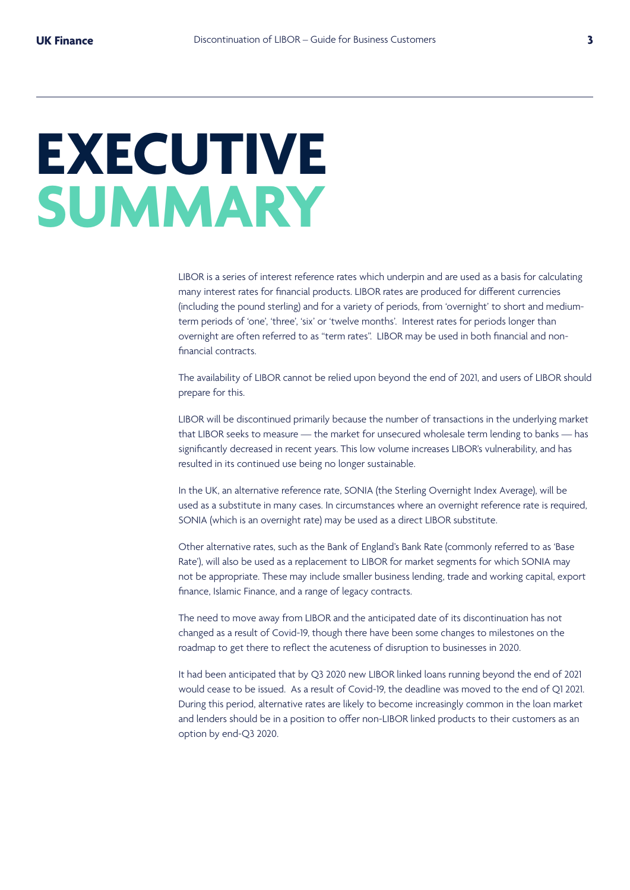# EXECUTIVE SUMMARY

LIBOR is a series of interest reference rates which underpin and are used as a basis for calculating many interest rates for financial products. LIBOR rates are produced for different currencies (including the pound sterling) and for a variety of periods, from 'overnight' to short and medium-term periods of 'one', 'three', 'six' or 'twelve months'. Interest rates for periods longer than overnight are often referred to as "term rates". LIBOR may be used in both financial and non-financial contracts.

The availability of LIBOR cannot be relied upon beyond the end of 2021, and users of LIBOR should prepare for this.

LIBOR will be discontinued primarily because the number of transactions in the underlying market that LIBOR seeks to measure — the market for unsecured wholesale term lending to banks — has significantly decreased in recent years. This low volume increases LIBOR's vulnerability, and has resulted in its continued use being no longer sustainable.

In the UK, an alternative reference rate, SONIA (the Sterling Overnight Index Average), will be used as a substitute in many cases. In circumstances where an overnight reference rate is required, SONIA (which is an overnight rate) may be used as a direct LIBOR substitute.

Other alternative rates, such as the Bank of England's Bank Rate (commonly referred to as 'Base Rate'), will also be used as a replacement to LIBOR for market segments for which SONIA may not be appropriate. These may include smaller business lending, trade and working capital, export finance, Islamic Finance, and a range of legacy contracts.

The need to move away from LIBOR and the anticipated date of its discontinuation has not changed as a result of Covid-19, though there have been some changes to milestones on the roadmap to get there to reflect the acuteness of disruption to businesses in 2020.

It had been anticipated that by Q3 2020 new LIBOR linked loans running beyond the end of 2021 would cease to be issued. As a result of Covid-19, the deadline was moved to the end of Q1 2021. During this period, alternative rates are likely to become increasingly common in the loan market and lenders should be in a position to offer non-LIBOR linked products to their customers as an option by end-Q3 2020.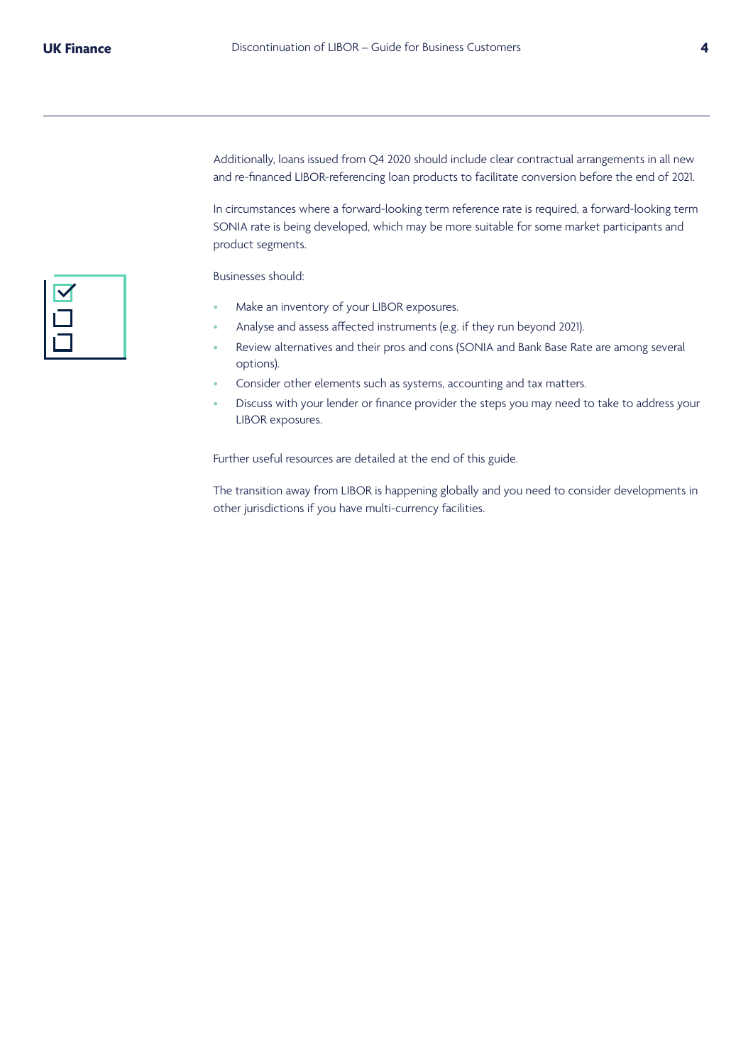Additionally, loans issued from Q4 2020 should include clear contractual arrangements in all new and re-financed LIBOR-referencing loan products to facilitate conversion before the end of 2021.

In circumstances where a forward-looking term reference rate is required, a forward-looking term SONIA rate is being developed, which may be more suitable for some market participants and product segments.

Businesses should:

- Make an inventory of your LIBOR exposures.
- Analyse and assess affected instruments (e.g. if they run beyond 2021).
- Review alternatives and their pros and cons (SONIA and Bank Base Rate are among several options).
- Consider other elements such as systems, accounting and tax matters.
- Discuss with your lender or finance provider the steps you may need to take to address your LIBOR exposures.

Further useful resources are detailed at the end of this guide.

The transition away from LIBOR is happening globally and you need to consider developments in other jurisdictions if you have multi-currency facilities.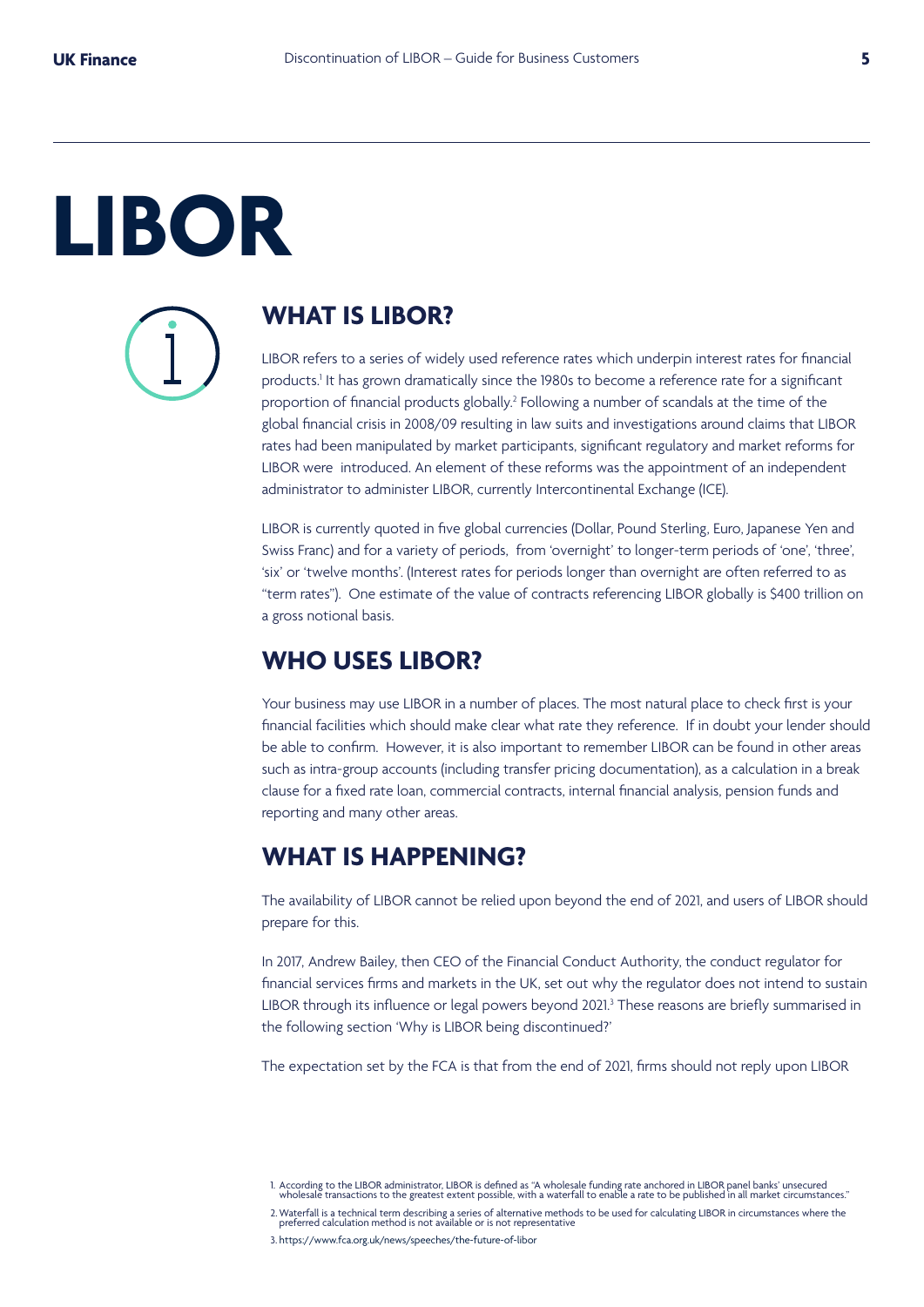# LIBOR

## WHAT IS LIBOR?

LIBOR refers to a series of widely used reference rates which underpin interest rates for financial products.[1] It has grown dramatically since the 1980s to become a reference rate for a significant proportion of financial products globally.[2] Following a number of scandals at the time of the global financial crisis in 2008/09 resulting in law suits and investigations around claims that LIBOR rates had been manipulated by market participants, significant regulatory and market reforms for LIBOR were introduced. An element of these reforms was the appointment of an independent administrator to administer LIBOR, currently Intercontinental Exchange (ICE).

LIBOR is currently quoted in five global currencies (Dollar, Pound Sterling, Euro, Japanese Yen and Swiss Franc) and for a variety of periods, from 'overnight' to longer-term periods of 'one', 'three', 'six' or 'twelve months'. (Interest rates for periods longer than overnight are often referred to as "term rates"). One estimate of the value of contracts referencing LIBOR globally is $400 trillion on a gross notional basis.

## WHO USES LIBOR?

Your business may use LIBOR in a number of places. The most natural place to check first is your financial facilities which should make clear what rate they reference. If in doubt your lender should be able to confirm. However, it is also important to remember LIBOR can be found in other areas such as intra-group accounts (including transfer pricing documentation), as a calculation in a break clause for a fixed rate loan, commercial contracts, internal financial analysis, pension funds and reporting and many other areas.

## WHAT IS HAPPENING?

The availability of LIBOR cannot be relied upon beyond the end of 2021, and users of LIBOR should prepare for this.

In 2017, Andrew Bailey, then CEO of the Financial Conduct Authority, the conduct regulator for financial services firms and markets in the UK, set out why the regulator does not intend to sustain LIBOR through its influence or legal powers beyond 2021.[3] These reasons are briefly summarised in the following section 'Why is LIBOR being discontinued?'

The expectation set by the FCA is that from the end of 2021, firms should not reply upon LIBOR

1. According to the LIBOR administrator, LIBOR is defined as "A wholesale funding rate anchored in LIBOR panel banks' unsecured wholesale transactions to the greatest extent possible, with a waterfall to enable a rate to be published in all market circumstances."

2. Waterfall is a technical term describing a series of alternative methods to be used for calculating LIBOR in circumstances where the preferred calculation method is not available or is not representative

3. https://www.fca.org.uk/news/speeches/the-future-of-libor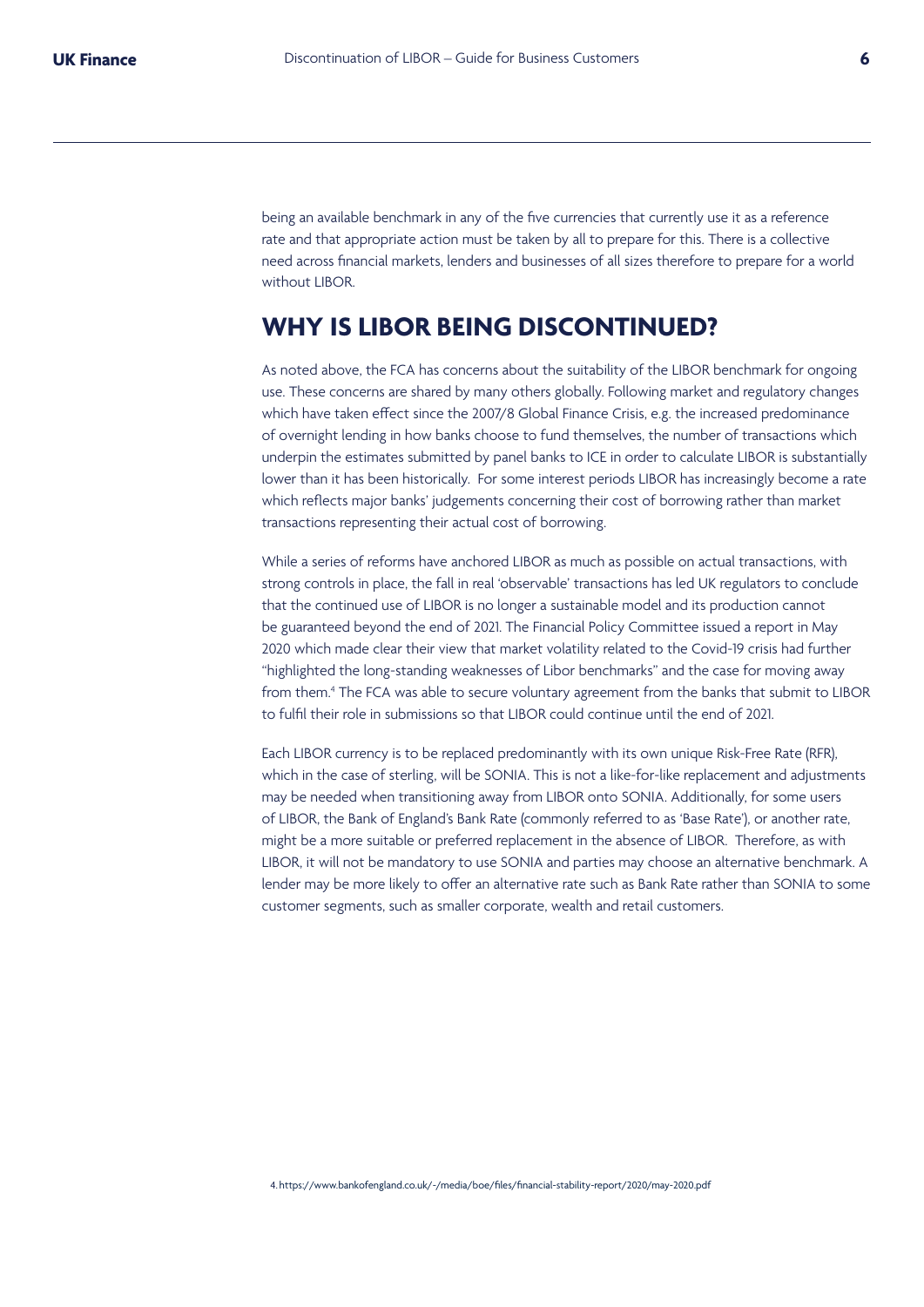being an available benchmark in any of the five currencies that currently use it as a reference rate and that appropriate action must be taken by all to prepare for this. There is a collective need across financial markets, lenders and businesses of all sizes therefore to prepare for a world without LIBOR.

## WHY IS LIBOR BEING DISCONTINUED?

As noted above, the FCA has concerns about the suitability of the LIBOR benchmark for ongoing use. These concerns are shared by many others globally. Following market and regulatory changes which have taken effect since the 2007/8 Global Finance Crisis, e.g. the increased predominance of overnight lending in how banks choose to fund themselves, the number of transactions which underpin the estimates submitted by panel banks to ICE in order to calculate LIBOR is substantially lower than it has been historically. For some interest periods LIBOR has increasingly become a rate which reflects major banks' judgements concerning their cost of borrowing rather than market transactions representing their actual cost of borrowing.

While a series of reforms have anchored LIBOR as much as possible on actual transactions, with strong controls in place, the fall in real 'observable' transactions has led UK regulators to conclude that the continued use of LIBOR is no longer a sustainable model and its production cannot be guaranteed beyond the end of 2021. The Financial Policy Committee issued a report in May 2020 which made clear their view that market volatility related to the Covid-19 crisis had further "highlighted the long-standing weaknesses of Libor benchmarks" and the case for moving away from them.[4] The FCA was able to secure voluntary agreement from the banks that submit to LIBOR to fulfil their role in submissions so that LIBOR could continue until the end of 2021.

Each LIBOR currency is to be replaced predominantly with its own unique Risk-Free Rate (RFR), which in the case of sterling, will be SONIA. This is not a like-for-like replacement and adjustments may be needed when transitioning away from LIBOR onto SONIA. Additionally, for some users of LIBOR, the Bank of England's Bank Rate (commonly referred to as 'Base Rate'), or another rate, might be a more suitable or preferred replacement in the absence of LIBOR. Therefore, as with LIBOR, it will not be mandatory to use SONIA and parties may choose an alternative benchmark. A lender may be more likely to offer an alternative rate such as Bank Rate rather than SONIA to some customer segments, such as smaller corporate, wealth and retail customers.

4. https://www.bankofengland.co.uk/-/media/boe/files/financial-stability-report/2020/may-2020.pdf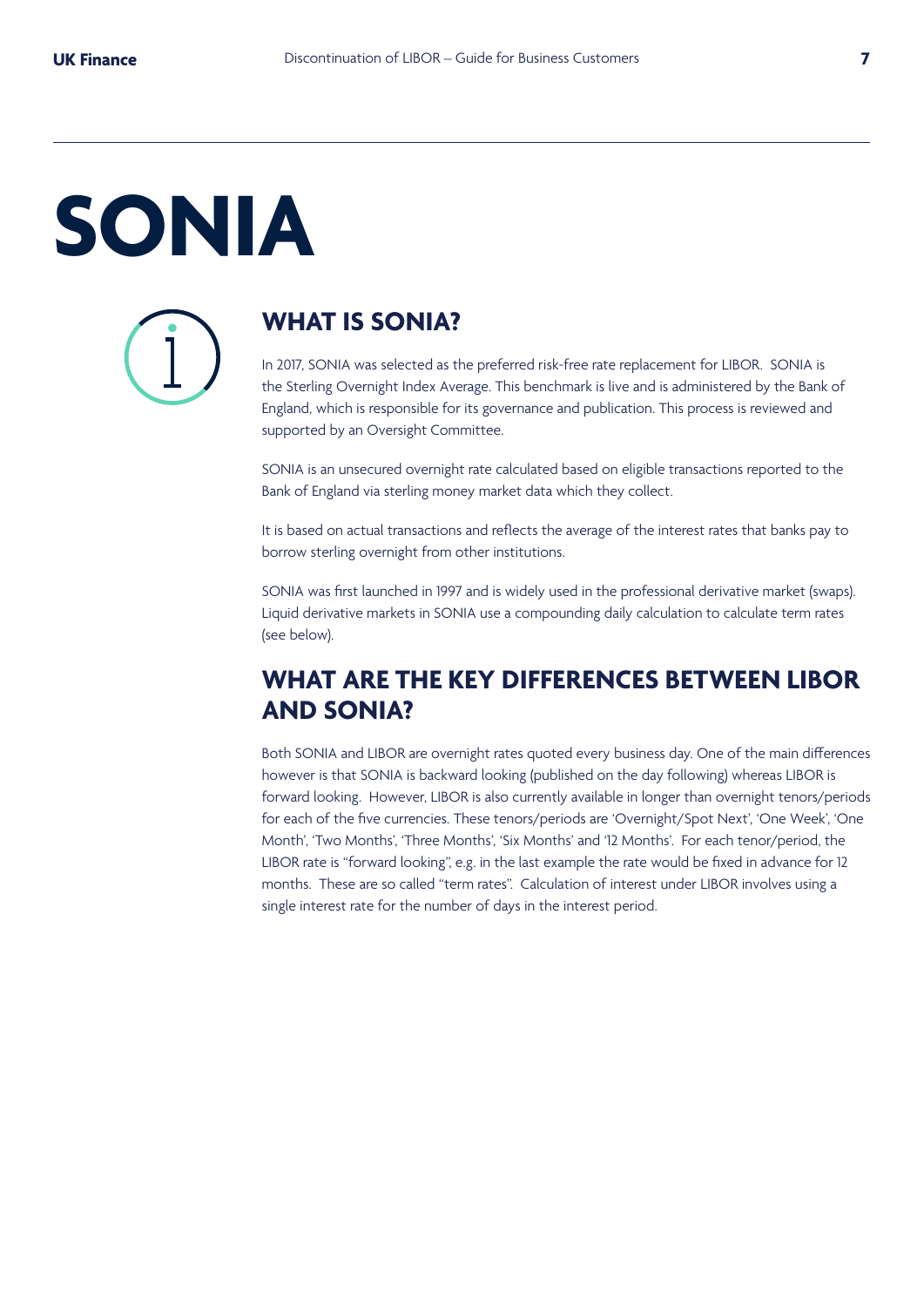# SONIA

## WHAT IS SONIA?

In 2017, SONIA was selected as the preferred risk-free rate replacement for LIBOR. SONIA is the Sterling Overnight Index Average. This benchmark is live and is administered by the Bank of England, which is responsible for its governance and publication. This process is reviewed and supported by an Oversight Committee.

SONIA is an unsecured overnight rate calculated based on eligible transactions reported to the Bank of England via sterling money market data which they collect.

It is based on actual transactions and reflects the average of the interest rates that banks pay to borrow sterling overnight from other institutions.

SONIA was first launched in 1997 and is widely used in the professional derivative market (swaps). Liquid derivative markets in SONIA use a compounding daily calculation to calculate term rates (see below).

## WHAT ARE THE KEY DIFFERENCES BETWEEN LIBOR AND SONIA?

Both SONIA and LIBOR are overnight rates quoted every business day. One of the main differences however is that SONIA is backward looking (published on the day following) whereas LIBOR is forward looking. However, LIBOR is also currently available in longer than overnight tenors/periods for each of the five currencies. These tenors/periods are 'Overnight/Spot Next', 'One Week', 'One Month', 'Two Months', 'Three Months', 'Six Months' and '12 Months'. For each tenor/period, the LIBOR rate is "forward looking", e.g. in the last example the rate would be fixed in advance for 12 months. These are so called "term rates". Calculation of interest under LIBOR involves using a single interest rate for the number of days in the interest period.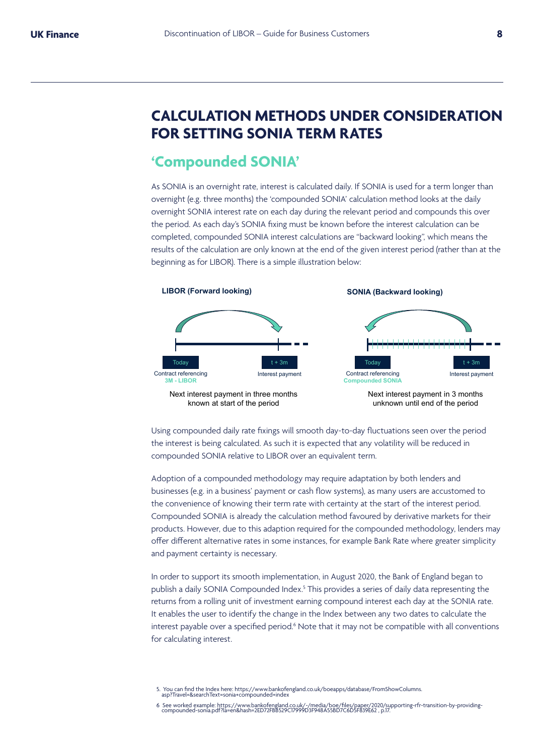## CALCULATION METHODS UNDER CONSIDERATION FOR SETTING SONIA TERM RATES

### 'Compounded SONIA'

As SONIA is an overnight rate, interest is calculated daily. If SONIA is used for a term longer than overnight (e.g. three months) the 'compounded SONIA' calculation method looks at the daily overnight SONIA interest rate on each day during the relevant period and compounds this over the period. As each day's SONIA fixing must be known before the interest calculation can be completed, compounded SONIA interest calculations are "backward looking", which means the results of the calculation are only known at the end of the given interest period (rather than at the beginning as for LIBOR). There is a simple illustration below:

**LIBOR (Forward looking)**

Today — Contract referencing **3M - LIBOR**

t + 3m — Interest payment

Next interest payment in three months known at start of the period

**SONIA (Backward looking)**

Today — Contract referencing **Compounded SONIA**

t + 3m — Interest payment

Next interest payment in 3 months unknown until end of the period

Using compounded daily rate fixings will smooth day-to-day fluctuations seen over the period the interest is being calculated. As such it is expected that any volatility will be reduced in compounded SONIA relative to LIBOR over an equivalent term.

Adoption of a compounded methodology may require adaptation by both lenders and businesses (e.g. in a business' payment or cash flow systems), as many users are accustomed to the convenience of knowing their term rate with certainty at the start of the interest period. Compounded SONIA is already the calculation method favoured by derivative markets for their products. However, due to this adaption required for the compounded methodology, lenders may offer different alternative rates in some instances, for example Bank Rate where greater simplicity and payment certainty is necessary.

In order to support its smooth implementation, in August 2020, the Bank of England began to publish a daily SONIA Compounded Index.[5] This provides a series of daily data representing the returns from a rolling unit of investment earning compound interest each day at the SONIA rate. It enables the user to identify the change in the Index between any two dates to calculate the interest payable over a specified period.[6] Note that it may not be compatible with all conventions for calculating interest.

5. You can find the Index here: https://www.bankofengland.co.uk/boeapps/database/FromShowColumns.asp?Travel=&searchText=sonia+compounded+index

6 See worked example: https://www.bankofengland.co.uk/-/media/boe/files/paper/2020/supporting-rfr-transition-by-providing-compounded-sonia.pdf?la=en&hash=2ED72FBB529C17999D3F948A55BD7C6D5F839E62 , p.17.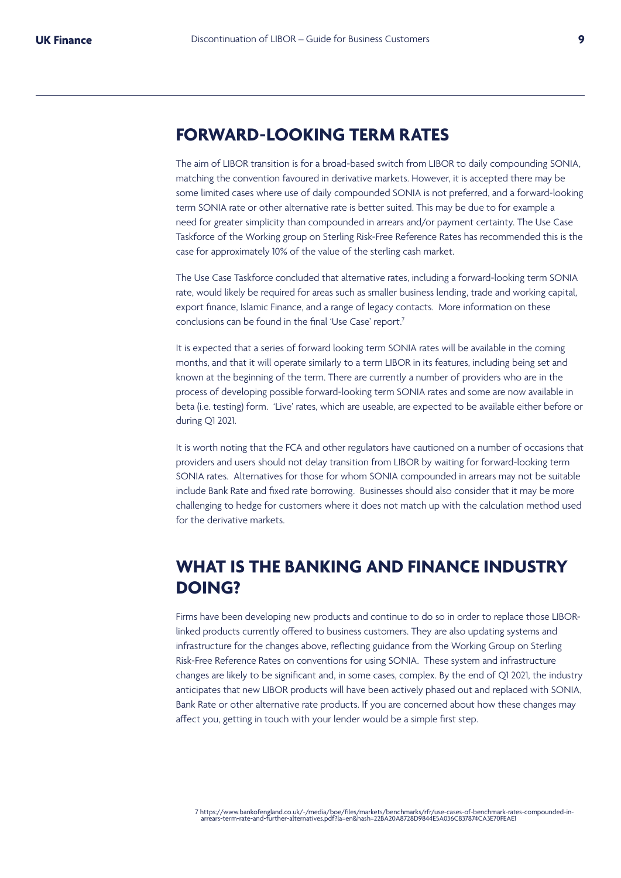## FORWARD-LOOKING TERM RATES

The aim of LIBOR transition is for a broad-based switch from LIBOR to daily compounding SONIA, matching the convention favoured in derivative markets. However, it is accepted there may be some limited cases where use of daily compounded SONIA is not preferred, and a forward-looking term SONIA rate or other alternative rate is better suited. This may be due to for example a need for greater simplicity than compounded in arrears and/or payment certainty. The Use Case Taskforce of the Working group on Sterling Risk-Free Reference Rates has recommended this is the case for approximately 10% of the value of the sterling cash market.

The Use Case Taskforce concluded that alternative rates, including a forward-looking term SONIA rate, would likely be required for areas such as smaller business lending, trade and working capital, export finance, Islamic Finance, and a range of legacy contacts. More information on these conclusions can be found in the final 'Use Case' report.[7]

It is expected that a series of forward looking term SONIA rates will be available in the coming months, and that it will operate similarly to a term LIBOR in its features, including being set and known at the beginning of the term. There are currently a number of providers who are in the process of developing possible forward-looking term SONIA rates and some are now available in beta (i.e. testing) form. 'Live' rates, which are useable, are expected to be available either before or during Q1 2021.

It is worth noting that the FCA and other regulators have cautioned on a number of occasions that providers and users should not delay transition from LIBOR by waiting for forward-looking term SONIA rates. Alternatives for those for whom SONIA compounded in arrears may not be suitable include Bank Rate and fixed rate borrowing. Businesses should also consider that it may be more challenging to hedge for customers where it does not match up with the calculation method used for the derivative markets.

## WHAT IS THE BANKING AND FINANCE INDUSTRY DOING?

Firms have been developing new products and continue to do so in order to replace those LIBOR-linked products currently offered to business customers. They are also updating systems and infrastructure for the changes above, reflecting guidance from the Working Group on Sterling Risk-Free Reference Rates on conventions for using SONIA. These system and infrastructure changes are likely to be significant and, in some cases, complex. By the end of Q1 2021, the industry anticipates that new LIBOR products will have been actively phased out and replaced with SONIA, Bank Rate or other alternative rate products. If you are concerned about how these changes may affect you, getting in touch with your lender would be a simple first step.

7 https://www.bankofengland.co.uk/-/media/boe/files/markets/benchmarks/rfr/use-cases-of-benchmark-rates-compounded-in-arrears-term-rate-and-further-alternatives.pdf?la=en&hash=22BA20A8728D9844E5A036C837874CA3E70FEAE1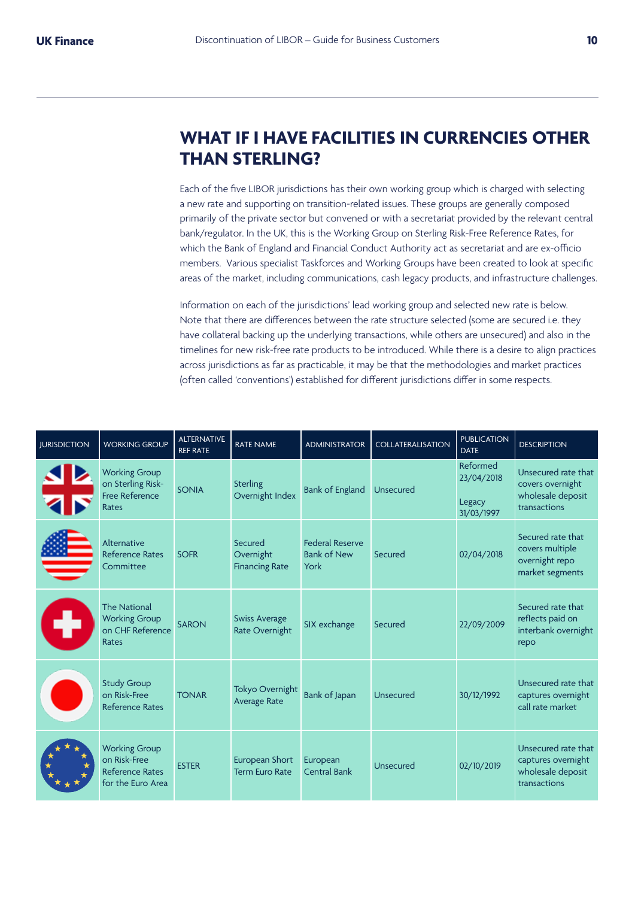## WHAT IF I HAVE FACILITIES IN CURRENCIES OTHER THAN STERLING?

Each of the five LIBOR jurisdictions has their own working group which is charged with selecting a new rate and supporting on transition-related issues. These groups are generally composed primarily of the private sector but convened or with a secretariat provided by the relevant central bank/regulator. In the UK, this is the Working Group on Sterling Risk-Free Reference Rates, for which the Bank of England and Financial Conduct Authority act as secretariat and are ex-officio members. Various specialist Taskforces and Working Groups have been created to look at specific areas of the market, including communications, cash legacy products, and infrastructure challenges.

Information on each of the jurisdictions' lead working group and selected new rate is below. Note that there are differences between the rate structure selected (some are secured i.e. they have collateral backing up the underlying transactions, while others are unsecured) and also in the timelines for new risk-free rate products to be introduced. While there is a desire to align practices across jurisdictions as far as practicable, it may be that the methodologies and market practices (often called 'conventions') established for different jurisdictions differ in some respects.

| JURISDICTION | WORKING GROUP | ALTERNATIVE REF RATE | RATE NAME | ADMINISTRATOR | COLLATERALISATION | PUBLICATION DATE | DESCRIPTION |
|---|---|---|---|---|---|---|---|
| | Working Group on Sterling Risk-Free Reference Rates | SONIA | Sterling Overnight Index | Bank of England | Unsecured | Reformed 23/04/2018 Legacy 31/03/1997 | Unsecured rate that covers overnight wholesale deposit transactions |
| | Alternative Reference Rates Committee | SOFR | Secured Overnight Financing Rate | Federal Reserve Bank of New York | Secured | 02/04/2018 | Secured rate that covers multiple overnight repo market segments |
| | The National Working Group on CHF Reference Rates | SARON | Swiss Average Rate Overnight | SIX exchange | Secured | 22/09/2009 | Secured rate that reflects paid on interbank overnight repo |
| | Study Group on Risk-Free Reference Rates | TONAR | Tokyo Overnight Average Rate | Bank of Japan | Unsecured | 30/12/1992 | Unsecured rate that captures overnight call rate market |
| | Working Group on Risk-Free Reference Rates for the Euro Area | ESTER | European Short Term Euro Rate | European Central Bank | Unsecured | 02/10/2019 | Unsecured rate that captures overnight wholesale deposit transactions |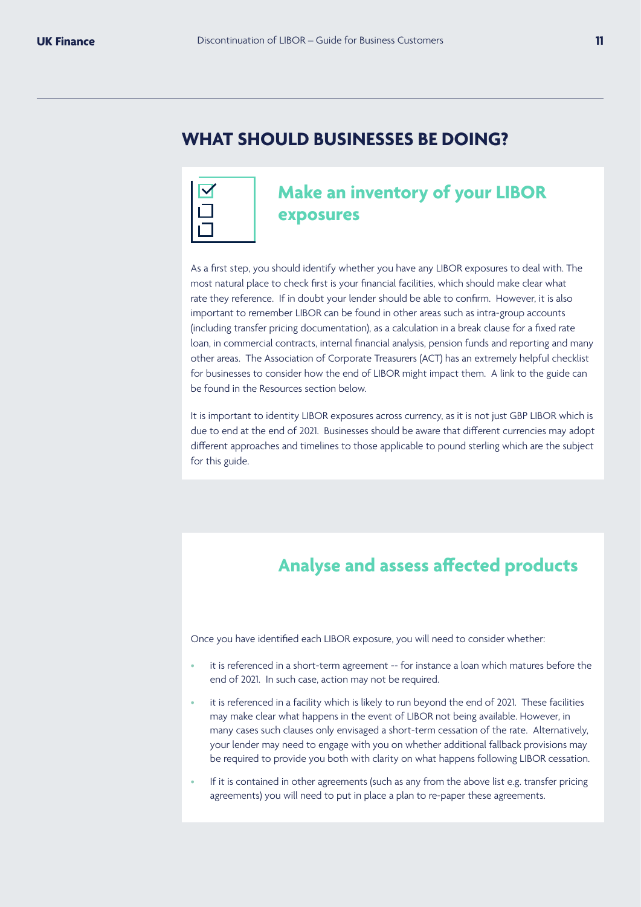# WHAT SHOULD BUSINESSES BE DOING?

## Make an inventory of your LIBOR exposures

As a first step, you should identify whether you have any LIBOR exposures to deal with. The most natural place to check first is your financial facilities, which should make clear what rate they reference. If in doubt your lender should be able to confirm. However, it is also important to remember LIBOR can be found in other areas such as intra-group accounts (including transfer pricing documentation), as a calculation in a break clause for a fixed rate loan, in commercial contracts, internal financial analysis, pension funds and reporting and many other areas. The Association of Corporate Treasurers (ACT) has an extremely helpful checklist for businesses to consider how the end of LIBOR might impact them. A link to the guide can be found in the Resources section below.

It is important to identity LIBOR exposures across currency, as it is not just GBP LIBOR which is due to end at the end of 2021. Businesses should be aware that different currencies may adopt different approaches and timelines to those applicable to pound sterling which are the subject for this guide.

## Analyse and assess affected products

Once you have identified each LIBOR exposure, you will need to consider whether:

- it is referenced in a short-term agreement -- for instance a loan which matures before the end of 2021. In such case, action may not be required.
- it is referenced in a facility which is likely to run beyond the end of 2021. These facilities may make clear what happens in the event of LIBOR not being available. However, in many cases such clauses only envisaged a short-term cessation of the rate. Alternatively, your lender may need to engage with you on whether additional fallback provisions may be required to provide you both with clarity on what happens following LIBOR cessation.
- If it is contained in other agreements (such as any from the above list e.g. transfer pricing agreements) you will need to put in place a plan to re-paper these agreements.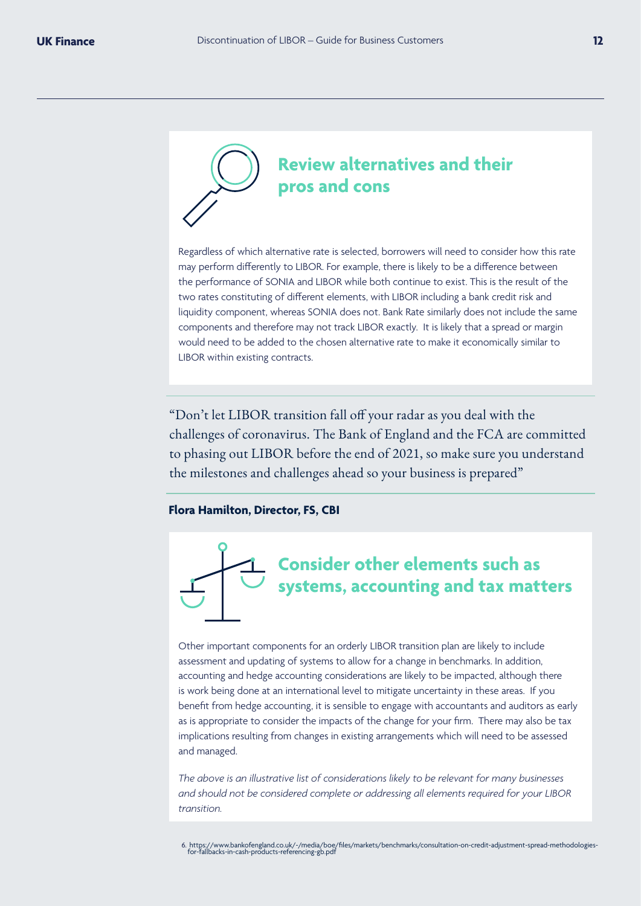## Review alternatives and their pros and cons

Regardless of which alternative rate is selected, borrowers will need to consider how this rate may perform differently to LIBOR. For example, there is likely to be a difference between the performance of SONIA and LIBOR while both continue to exist. This is the result of the two rates constituting of different elements, with LIBOR including a bank credit risk and liquidity component, whereas SONIA does not. Bank Rate similarly does not include the same components and therefore may not track LIBOR exactly. It is likely that a spread or margin would need to be added to the chosen alternative rate to make it economically similar to LIBOR within existing contracts.

"Don't let LIBOR transition fall off your radar as you deal with the challenges of coronavirus. The Bank of England and the FCA are committed to phasing out LIBOR before the end of 2021, so make sure you understand the milestones and challenges ahead so your business is prepared"

**Flora Hamilton, Director, FS, CBI**

## Consider other elements such as systems, accounting and tax matters

Other important components for an orderly LIBOR transition plan are likely to include assessment and updating of systems to allow for a change in benchmarks. In addition, accounting and hedge accounting considerations are likely to be impacted, although there is work being done at an international level to mitigate uncertainty in these areas. If you benefit from hedge accounting, it is sensible to engage with accountants and auditors as early as is appropriate to consider the impacts of the change for your firm. There may also be tax implications resulting from changes in existing arrangements which will need to be assessed and managed.

*The above is an illustrative list of considerations likely to be relevant for many businesses and should not be considered complete or addressing all elements required for your LIBOR transition.*

6. https://www.bankofengland.co.uk/-/media/boe/files/markets/benchmarks/consultation-on-credit-adjustment-spread-methodologies-for-fallbacks-in-cash-products-referencing-gb.pdf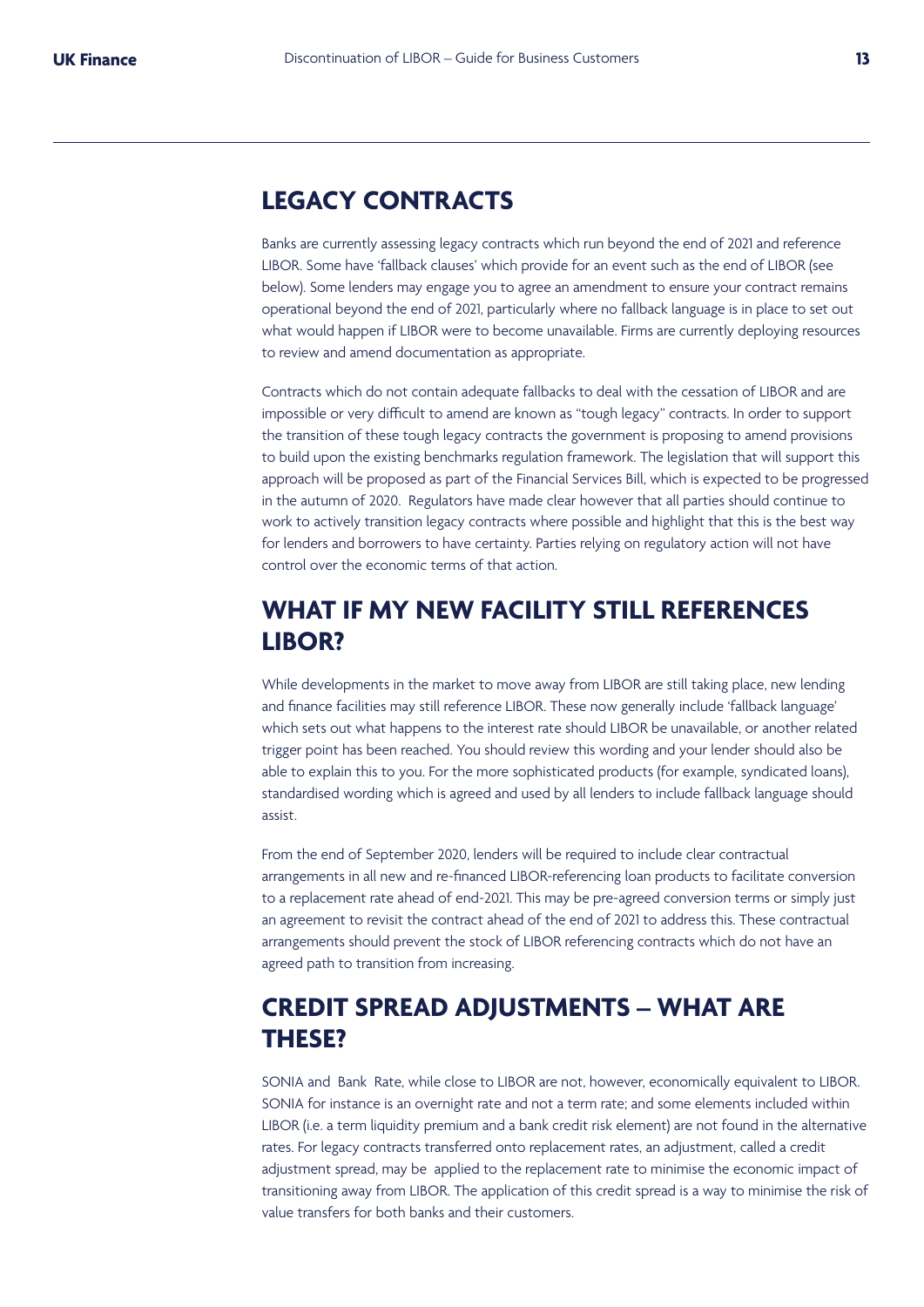## LEGACY CONTRACTS

Banks are currently assessing legacy contracts which run beyond the end of 2021 and reference LIBOR. Some have 'fallback clauses' which provide for an event such as the end of LIBOR (see below). Some lenders may engage you to agree an amendment to ensure your contract remains operational beyond the end of 2021, particularly where no fallback language is in place to set out what would happen if LIBOR were to become unavailable. Firms are currently deploying resources to review and amend documentation as appropriate.

Contracts which do not contain adequate fallbacks to deal with the cessation of LIBOR and are impossible or very difficult to amend are known as "tough legacy" contracts. In order to support the transition of these tough legacy contracts the government is proposing to amend provisions to build upon the existing benchmarks regulation framework. The legislation that will support this approach will be proposed as part of the Financial Services Bill, which is expected to be progressed in the autumn of 2020. Regulators have made clear however that all parties should continue to work to actively transition legacy contracts where possible and highlight that this is the best way for lenders and borrowers to have certainty. Parties relying on regulatory action will not have control over the economic terms of that action.

## WHAT IF MY NEW FACILITY STILL REFERENCES LIBOR?

While developments in the market to move away from LIBOR are still taking place, new lending and finance facilities may still reference LIBOR. These now generally include 'fallback language' which sets out what happens to the interest rate should LIBOR be unavailable, or another related trigger point has been reached. You should review this wording and your lender should also be able to explain this to you. For the more sophisticated products (for example, syndicated loans), standardised wording which is agreed and used by all lenders to include fallback language should assist.

From the end of September 2020, lenders will be required to include clear contractual arrangements in all new and re-financed LIBOR-referencing loan products to facilitate conversion to a replacement rate ahead of end-2021. This may be pre-agreed conversion terms or simply just an agreement to revisit the contract ahead of the end of 2021 to address this. These contractual arrangements should prevent the stock of LIBOR referencing contracts which do not have an agreed path to transition from increasing.

## CREDIT SPREAD ADJUSTMENTS – WHAT ARE THESE?

SONIA and Bank Rate, while close to LIBOR are not, however, economically equivalent to LIBOR. SONIA for instance is an overnight rate and not a term rate; and some elements included within LIBOR (i.e. a term liquidity premium and a bank credit risk element) are not found in the alternative rates. For legacy contracts transferred onto replacement rates, an adjustment, called a credit adjustment spread, may be applied to the replacement rate to minimise the economic impact of transitioning away from LIBOR. The application of this credit spread is a way to minimise the risk of value transfers for both banks and their customers.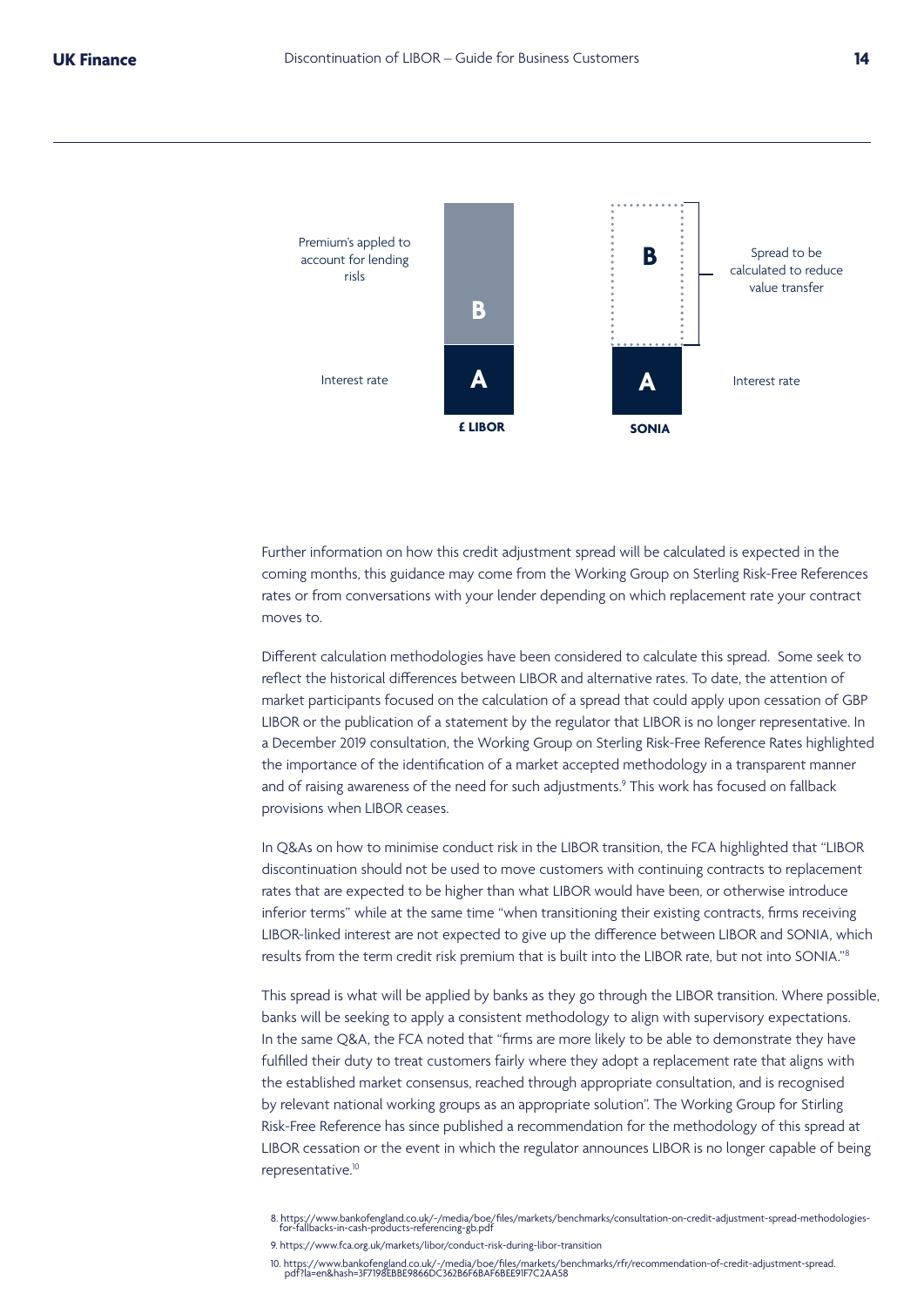Premium's applied to account for lending risls

Interest rate

**B**

**A**

**£ LIBOR**

**B**

**A**

**SONIA**

Spread to be calculated to reduce value transfer

Interest rate

Further information on how this credit adjustment spread will be calculated is expected in the coming months, this guidance may come from the Working Group on Sterling Risk-Free References rates or from conversations with your lender depending on which replacement rate your contract moves to.

Different calculation methodologies have been considered to calculate this spread. Some seek to reflect the historical differences between LIBOR and alternative rates. To date, the attention of market participants focused on the calculation of a spread that could apply upon cessation of GBP LIBOR or the publication of a statement by the regulator that LIBOR is no longer representative. In a December 2019 consultation, the Working Group on Sterling Risk-Free Reference Rates highlighted the importance of the identification of a market accepted methodology in a transparent manner and of raising awareness of the need for such adjustments.[9] This work has focused on fallback provisions when LIBOR ceases.

In Q&As on how to minimise conduct risk in the LIBOR transition, the FCA highlighted that "LIBOR discontinuation should not be used to move customers with continuing contracts to replacement rates that are expected to be higher than what LIBOR would have been, or otherwise introduce inferior terms" while at the same time "when transitioning their existing contracts, firms receiving LIBOR-linked interest are not expected to give up the difference between LIBOR and SONIA, which results from the term credit risk premium that is built into the LIBOR rate, but not into SONIA."[8]

This spread is what will be applied by banks as they go through the LIBOR transition. Where possible, banks will be seeking to apply a consistent methodology to align with supervisory expectations. In the same Q&A, the FCA noted that "firms are more likely to be able to demonstrate they have fulfilled their duty to treat customers fairly where they adopt a replacement rate that aligns with the established market consensus, reached through appropriate consultation, and is recognised by relevant national working groups as an appropriate solution". The Working Group for Stirling Risk-Free Reference has since published a recommendation for the methodology of this spread at LIBOR cessation or the event in which the regulator announces LIBOR is no longer capable of being representative.[10]

8. https://www.bankofengland.co.uk/-/media/boe/files/markets/benchmarks/consultation-on-credit-adjustment-spread-methodologies-for-fallbacks-in-cash-products-referencing-gb.pdf

9. https://www.fca.org.uk/markets/libor/conduct-risk-during-libor-transition

10. https://www.bankofengland.co.uk/-/media/boe/files/markets/benchmarks/rfr/recommendation-of-credit-adjustment-spread.pdf?la=en&hash=3F7198EBBE9866DC362B6F6BAF6BEE91F7C2AA58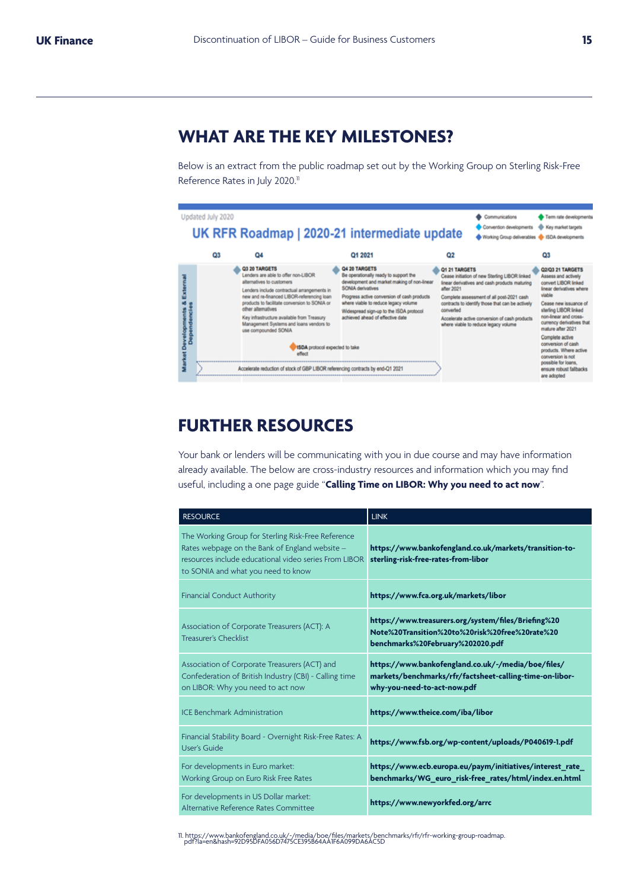## WHAT ARE THE KEY MILESTONES?

Below is an extract from the public roadmap set out by the Working Group on Sterling Risk-Free Reference Rates in July 2020.[11]

Updated July 2020

**UK RFR Roadmap | 2020-21 intermediate update**

Legend: Communications; Convention developments; Working Group deliverables; Term rate developments; Key market targets; ISDA developments

Market Developments & External Dependencies

| Q3 | Q4 | Q1 2021 | Q2 | Q3 |
|---|---|---|---|---|
| | **Q3 20 TARGETS**<br>Lenders are able to offer non-LIBOR alternatives to customers<br>Lenders include contractual arrangements in new and re-financed LIBOR-referencing loan products to facilitate conversion to SONIA or other alternatives<br>Key infrastructure available from Treasury Management Systems and loans vendors to use compounded SONIA | **Q4 20 TARGETS**<br>Be operationally ready to support the development and market making of non-linear SONIA derivatives<br>Progress active conversion of cash products where viable to reduce legacy volume<br>Widespread sign-up to the ISDA protocol achieved ahead of effective date | **Q1 21 TARGETS**<br>Cease initiation of new Sterling LIBOR linked linear derivatives and cash products maturing after 2021<br>Complete assessment of all post-2021 cash contracts to identify those that can be actively converted<br>Accelerate active conversion of cash products where viable to reduce legacy volume | **Q2/Q3 21 TARGETS**<br>Assess and actively convert LIBOR linked linear derivatives where viable<br>Cease new issuance of sterling LIBOR linked non-linear and cross-currency derivatives that mature after 2021<br>Complete active conversion of cash products. Where active conversion is not possible for loans, ensure robust fallbacks are adopted |

ISDA protocol expected to take effect

Accelerate reduction of stock of GBP LIBOR referencing contracts by end-Q1 2021

## FURTHER RESOURCES

Your bank or lenders will be communicating with you in due course and may have information already available. The below are cross-industry resources and information which you may find useful, including a one page guide "**Calling Time on LIBOR: Why you need to act now**".

| RESOURCE | LINK |
|---|---|
| The Working Group for Sterling Risk-Free Reference Rates webpage on the Bank of England website – resources include educational video series From LIBOR to SONIA and what you need to know | **https://www.bankofengland.co.uk/markets/transition-to-sterling-risk-free-rates-from-libor** |
| Financial Conduct Authority | **https://www.fca.org.uk/markets/libor** |
| Association of Corporate Treasurers (ACT): A Treasurer's Checklist | **https://www.treasurers.org/system/files/Briefing%20Note%20Transition%20to%20risk%20free%20rate%20benchmarks%20February%202020.pdf** |
| Association of Corporate Treasurers (ACT) and Confederation of British Industry (CBI) - Calling time on LIBOR: Why you need to act now | **https://www.bankofengland.co.uk/-/media/boe/files/markets/benchmarks/rfr/factsheet-calling-time-on-libor-why-you-need-to-act-now.pdf** |
| ICE Benchmark Administration | **https://www.theice.com/iba/libor** |
| Financial Stability Board - Overnight Risk-Free Rates: A User's Guide | **https://www.fsb.org/wp-content/uploads/P040619-1.pdf** |
| For developments in Euro market: Working Group on Euro Risk Free Rates | **https://www.ecb.europa.eu/paym/initiatives/interest_rate_benchmarks/WG_euro_risk-free_rates/html/index.en.html** |
| For developments in US Dollar market: Alternative Reference Rates Committee | **https://www.newyorkfed.org/arrc** |

11. https://www.bankofengland.co.uk/-/media/boe/files/markets/benchmarks/rfr/rfr-working-group-roadmap.pdf?la=en&hash=92D95DFA056D7475CE395B64AA1F6A099DA6AC5D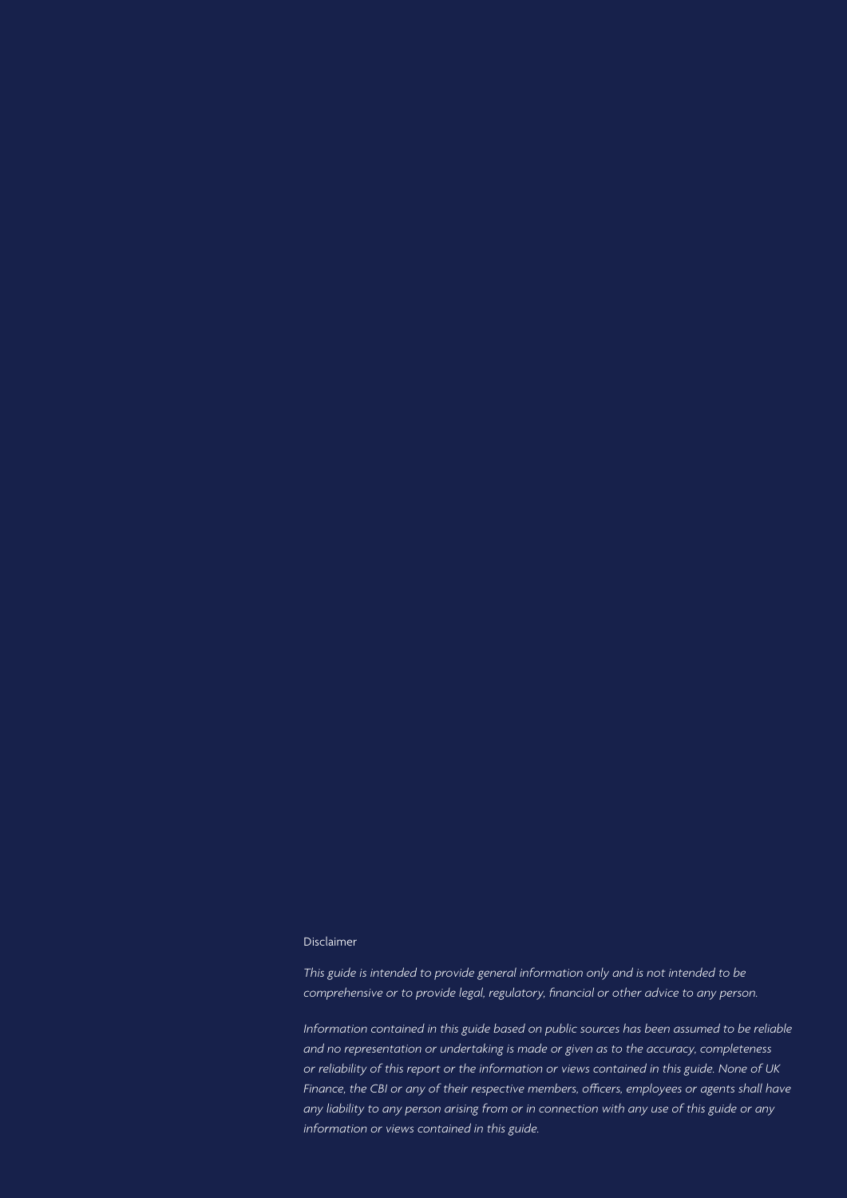Disclaimer

*This guide is intended to provide general information only and is not intended to be comprehensive or to provide legal, regulatory, financial or other advice to any person.*

*Information contained in this guide based on public sources has been assumed to be reliable and no representation or undertaking is made or given as to the accuracy, completeness or reliability of this report or the information or views contained in this guide. None of UK Finance, the CBI or any of their respective members, officers, employees or agents shall have any liability to any person arising from or in connection with any use of this guide or any information or views contained in this guide.*